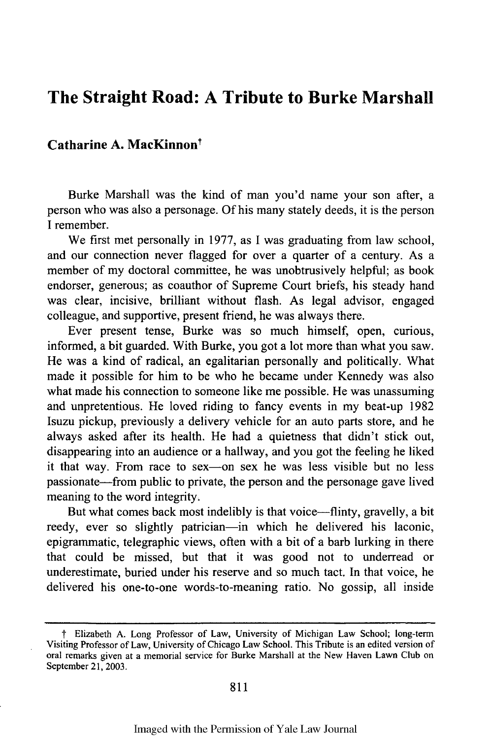# The Straight Road: A Tribute to Burke Marshall

**Catharine A. MacKinnon†**

Burke Marshall was the kind of man you'd name your son after, a person who was also a personage. Of his many stately deeds, it is the person I remember.

We first met personally in 1977, as I was graduating from law school, and our connection never flagged for over a quarter of a century. As a member of my doctoral committee, he was unobtrusively helpful; as book endorser, generous; as coauthor of Supreme Court briefs, his steady hand was clear, incisive, brilliant without flash. As legal advisor, engaged colleague, and supportive, present friend, he was always there.

Ever present tense, Burke was so much himself, open, curious, informed, a bit guarded. With Burke, you got a lot more than what you saw. He was a kind of radical, an egalitarian personally and politically. What made it possible for him to be who he became under Kennedy was also what made his connection to someone like me possible. He was unassuming and unpretentious. He loved riding to fancy events in my beat-up 1982 Isuzu pickup, previously a delivery vehicle for an auto parts store, and he always asked after its health. He had a quietness that didn't stick out, disappearing into an audience or a hallway, and you got the feeling he liked it that way. From race to sex—on sex he was less visible but no less passionate—from public to private, the person and the personage gave lived meaning to the word integrity.

But what comes back most indelibly is that voice—flinty, gravelly, a bit reedy, ever so slightly patrician—in which he delivered his laconic, epigrammatic, telegraphic views, often with a bit of a barb lurking in there that could be missed, but that it was good not to underread or underestimate, buried under his reserve and so much tact. In that voice, he delivered his one-to-one words-to-meaning ratio. No gossip, all inside

---

† Elizabeth A. Long Professor of Law, University of Michigan Law School; long-term Visiting Professor of Law, University of Chicago Law School. This Tribute is an edited version of oral remarks given at a memorial service for Burke Marshall at the New Haven Lawn Club on September 21, 2003.

Imaged with the Permission of Yale Law Journal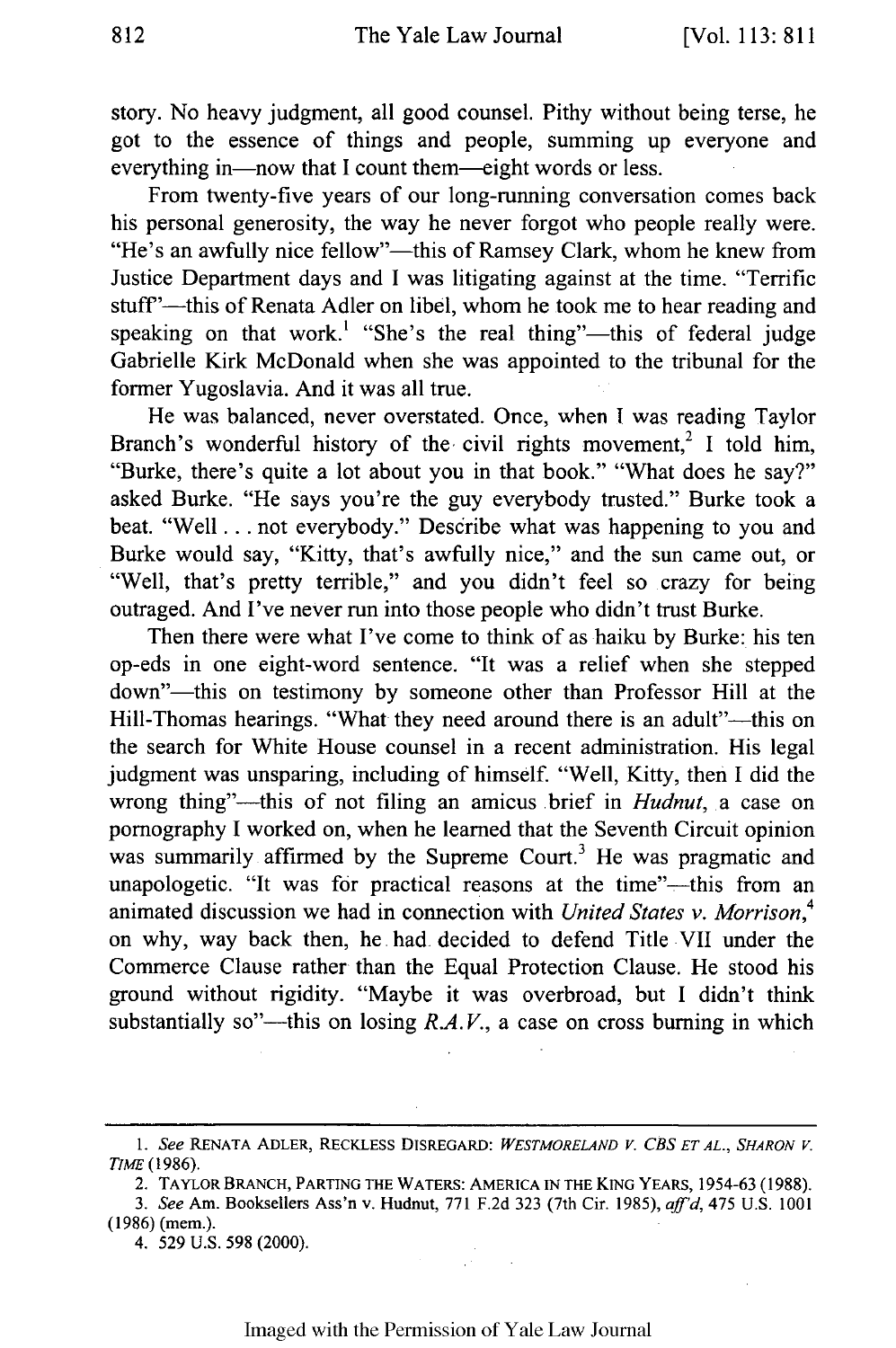story. No heavy judgment, all good counsel. Pithy without being terse, he got to the essence of things and people, summing up everyone and everything in—now that I count them—eight words or less.

From twenty-five years of our long-running conversation comes back his personal generosity, the way he never forgot who people really were. "He's an awfully nice fellow"—this of Ramsey Clark, whom he knew from Justice Department days and I was litigating against at the time. "Terrific stuff"—this of Renata Adler on libel, whom he took me to hear reading and speaking on that work.[1] "She's the real thing"—this of federal judge Gabrielle Kirk McDonald when she was appointed to the tribunal for the former Yugoslavia. And it was all true.

He was balanced, never overstated. Once, when I was reading Taylor Branch's wonderful history of the civil rights movement,[2] I told him, "Burke, there's quite a lot about you in that book." "What does he say?" asked Burke. "He says you're the guy everybody trusted." Burke took a beat. "Well . . . not everybody." Describe what was happening to you and Burke would say, "Kitty, that's awfully nice," and the sun came out, or "Well, that's pretty terrible," and you didn't feel so crazy for being outraged. And I've never run into those people who didn't trust Burke.

Then there were what I've come to think of as haiku by Burke: his ten op-eds in one eight-word sentence. "It was a relief when she stepped down"—this on testimony by someone other than Professor Hill at the Hill-Thomas hearings. "What they need around there is an adult"—this on the search for White House counsel in a recent administration. His legal judgment was unsparing, including of himself. "Well, Kitty, then I did the wrong thing"—this of not filing an amicus brief in *Hudnut*, a case on pornography I worked on, when he learned that the Seventh Circuit opinion was summarily affirmed by the Supreme Court.[3] He was pragmatic and unapologetic. "It was for practical reasons at the time"—this from an animated discussion we had in connection with *United States v. Morrison*,[4] on why, way back then, he had decided to defend Title VII under the Commerce Clause rather than the Equal Protection Clause. He stood his ground without rigidity. "Maybe it was overbroad, but I didn't think substantially so"—this on losing *R.A.V.*, a case on cross burning in which

---

1. *See* RENATA ADLER, RECKLESS DISREGARD: *WESTMORELAND V. CBS ET AL., SHARON V. TIME* (1986).

2. TAYLOR BRANCH, PARTING THE WATERS: AMERICA IN THE KING YEARS, 1954-63 (1988).

3. *See* Am. Booksellers Ass'n v. Hudnut, 771 F.2d 323 (7th Cir. 1985), *aff'd*, 475 U.S. 1001 (1986) (mem.).

4. 529 U.S. 598 (2000).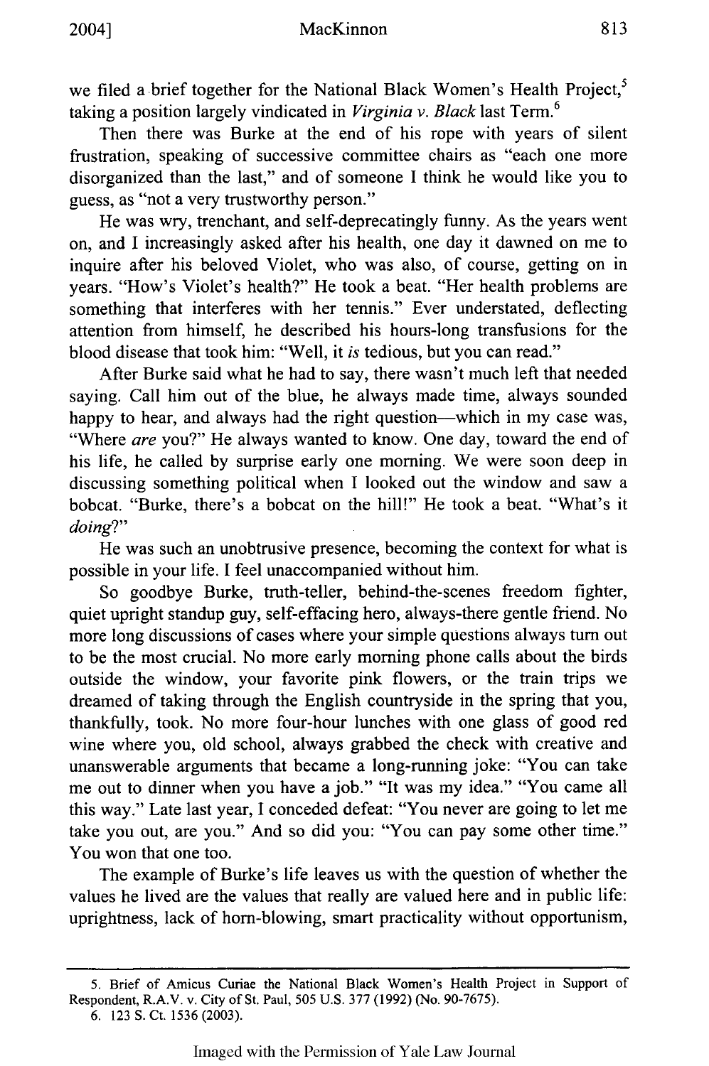we filed a brief together for the National Black Women's Health Project,[5] taking a position largely vindicated in *Virginia v. Black* last Term.[6]

Then there was Burke at the end of his rope with years of silent frustration, speaking of successive committee chairs as "each one more disorganized than the last," and of someone I think he would like you to guess, as "not a very trustworthy person."

He was wry, trenchant, and self-deprecatingly funny. As the years went on, and I increasingly asked after his health, one day it dawned on me to inquire after his beloved Violet, who was also, of course, getting on in years. "How's Violet's health?" He took a beat. "Her health problems are something that interferes with her tennis." Ever understated, deflecting attention from himself, he described his hours-long transfusions for the blood disease that took him: "Well, it *is* tedious, but you can read."

After Burke said what he had to say, there wasn't much left that needed saying. Call him out of the blue, he always made time, always sounded happy to hear, and always had the right question—which in my case was, "Where *are* you?" He always wanted to know. One day, toward the end of his life, he called by surprise early one morning. We were soon deep in discussing something political when I looked out the window and saw a bobcat. "Burke, there's a bobcat on the hill!" He took a beat. "What's it *doing*?"

He was such an unobtrusive presence, becoming the context for what is possible in your life. I feel unaccompanied without him.

So goodbye Burke, truth-teller, behind-the-scenes freedom fighter, quiet upright standup guy, self-effacing hero, always-there gentle friend. No more long discussions of cases where your simple questions always turn out to be the most crucial. No more early morning phone calls about the birds outside the window, your favorite pink flowers, or the train trips we dreamed of taking through the English countryside in the spring that you, thankfully, took. No more four-hour lunches with one glass of good red wine where you, old school, always grabbed the check with creative and unanswerable arguments that became a long-running joke: "You can take me out to dinner when you have a job." "It was my idea." "You came all this way." Late last year, I conceded defeat: "You never are going to let me take you out, are you." And so did you: "You can pay some other time." You won that one too.

The example of Burke's life leaves us with the question of whether the values he lived are the values that really are valued here and in public life: uprightness, lack of horn-blowing, smart practicality without opportunism,

---

5. Brief of Amicus Curiae the National Black Women's Health Project in Support of Respondent, R.A.V. v. City of St. Paul, 505 U.S. 377 (1992) (No. 90-7675).

6. 123 S. Ct. 1536 (2003).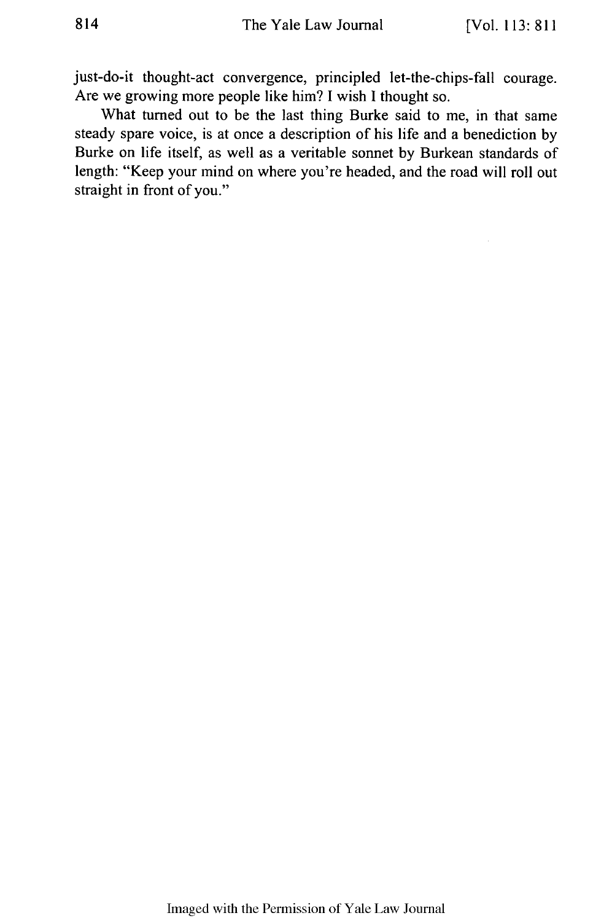just-do-it thought-act convergence, principled let-the-chips-fall courage. Are we growing more people like him? I wish I thought so.

What turned out to be the last thing Burke said to me, in that same steady spare voice, is at once a description of his life and a benediction by Burke on life itself, as well as a veritable sonnet by Burkean standards of length: "Keep your mind on where you're headed, and the road will roll out straight in front of you."